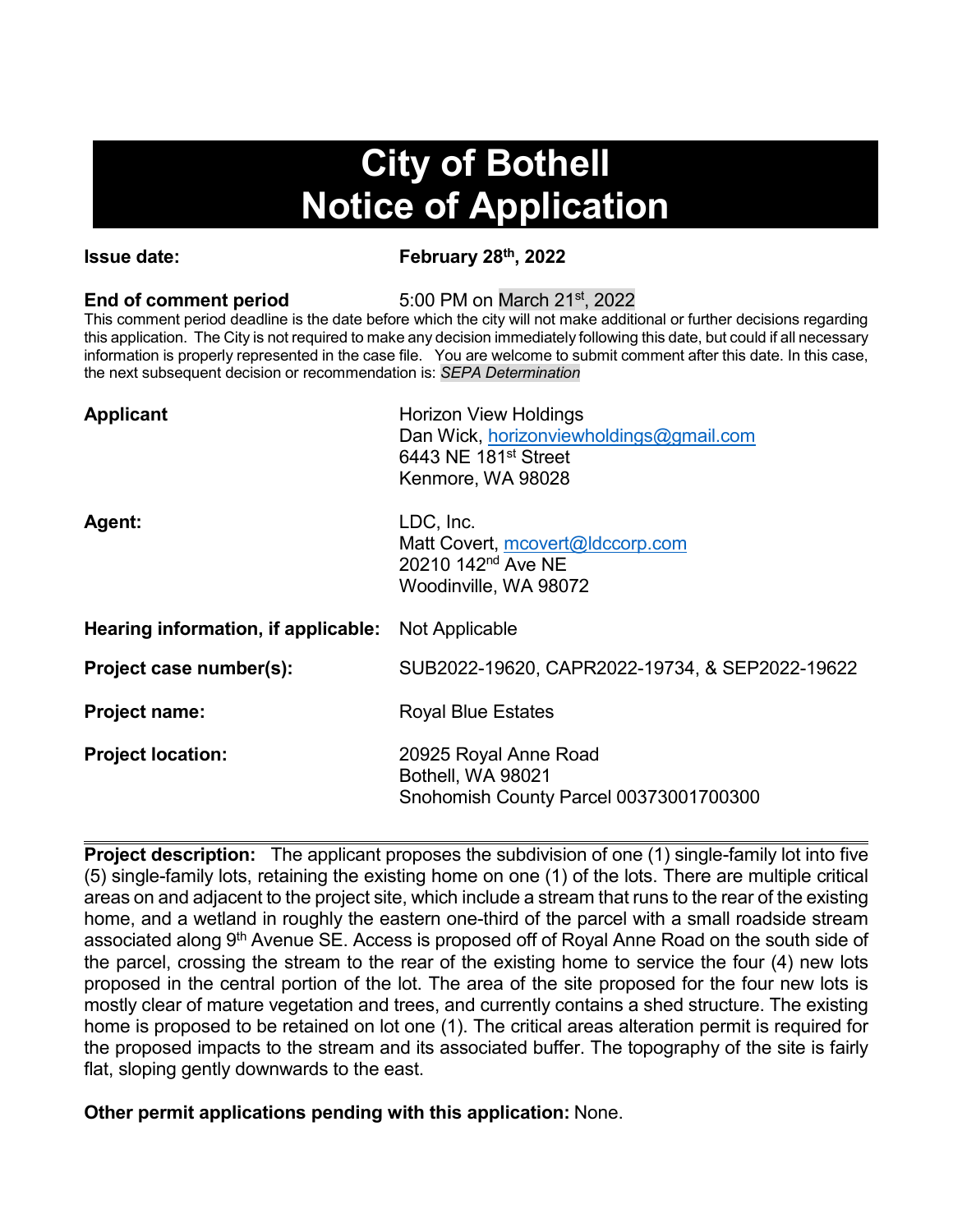# City of Bothell
# Notice of Application

**Issue date:** **February 28th, 2022**

**End of comment period** 5:00 PM on March 21st, 2022

This comment period deadline is the date before which the city will not make additional or further decisions regarding this application. The City is not required to make any decision immediately following this date, but could if all necessary information is properly represented in the case file. You are welcome to submit comment after this date. In this case, the next subsequent decision or recommendation is: *SEPA Determination*

**Applicant**
Horizon View Holdings
Dan Wick, horizonviewholdings@gmail.com
6443 NE 181st Street
Kenmore, WA 98028

**Agent:**
LDC, Inc.
Matt Covert, mcovert@ldccorp.com
20210 142nd Ave NE
Woodinville, WA 98072

**Hearing information, if applicable:** Not Applicable

**Project case number(s):** SUB2022-19620, CAPR2022-19734, & SEP2022-19622

**Project name:** Royal Blue Estates

**Project location:**
20925 Royal Anne Road
Bothell, WA 98021
Snohomish County Parcel 00373001700300

**Project description:** The applicant proposes the subdivision of one (1) single-family lot into five (5) single-family lots, retaining the existing home on one (1) of the lots. There are multiple critical areas on and adjacent to the project site, which include a stream that runs to the rear of the existing home, and a wetland in roughly the eastern one-third of the parcel with a small roadside stream associated along 9th Avenue SE. Access is proposed off of Royal Anne Road on the south side of the parcel, crossing the stream to the rear of the existing home to service the four (4) new lots proposed in the central portion of the lot. The area of the site proposed for the four new lots is mostly clear of mature vegetation and trees, and currently contains a shed structure. The existing home is proposed to be retained on lot one (1). The critical areas alteration permit is required for the proposed impacts to the stream and its associated buffer. The topography of the site is fairly flat, sloping gently downwards to the east.

**Other permit applications pending with this application:** None.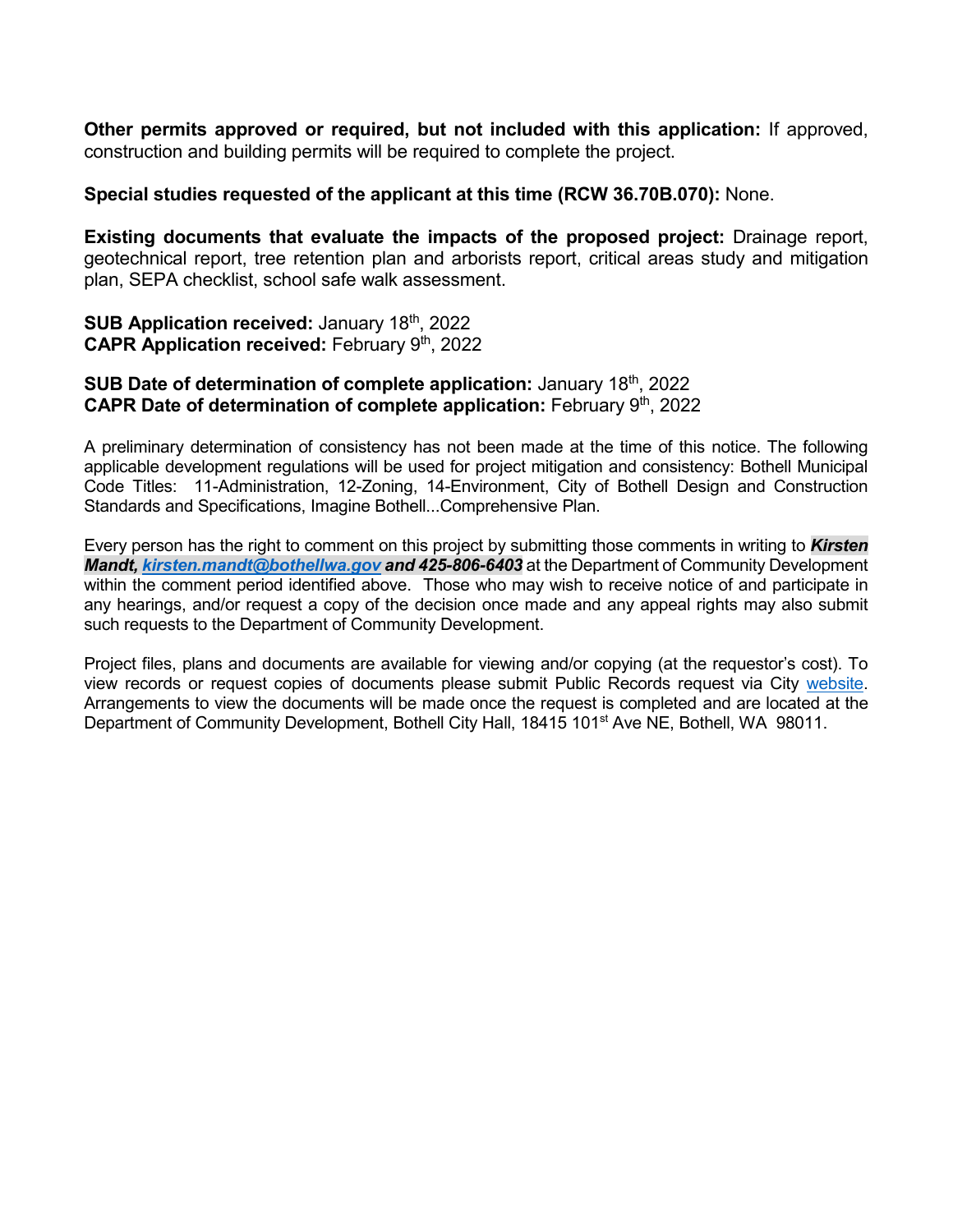**Other permits approved or required, but not included with this application:** If approved, construction and building permits will be required to complete the project.

**Special studies requested of the applicant at this time (RCW 36.70B.070):** None.

**Existing documents that evaluate the impacts of the proposed project:** Drainage report, geotechnical report, tree retention plan and arborists report, critical areas study and mitigation plan, SEPA checklist, school safe walk assessment.

**SUB Application received:** January 18th, 2022
**CAPR Application received:** February 9th, 2022

**SUB Date of determination of complete application:** January 18th, 2022
**CAPR Date of determination of complete application:** February 9th, 2022

A preliminary determination of consistency has not been made at the time of this notice. The following applicable development regulations will be used for project mitigation and consistency: Bothell Municipal Code Titles: 11-Administration, 12-Zoning, 14-Environment, City of Bothell Design and Construction Standards and Specifications, Imagine Bothell...Comprehensive Plan.

Every person has the right to comment on this project by submitting those comments in writing to ***Kirsten Mandt, kirsten.mandt@bothellwa.gov and 425-806-6403*** at the Department of Community Development within the comment period identified above. Those who may wish to receive notice of and participate in any hearings, and/or request a copy of the decision once made and any appeal rights may also submit such requests to the Department of Community Development.

Project files, plans and documents are available for viewing and/or copying (at the requestor's cost). To view records or request copies of documents please submit Public Records request via City website. Arrangements to view the documents will be made once the request is completed and are located at the Department of Community Development, Bothell City Hall, 18415 101st Ave NE, Bothell, WA 98011.